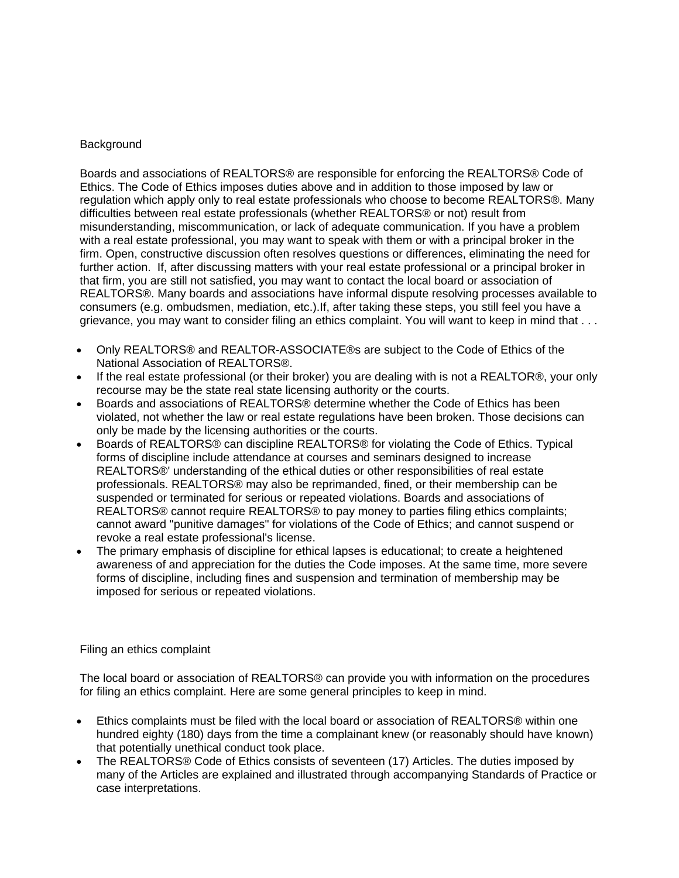## Background

Boards and associations of REALTORS® are responsible for enforcing the REALTORS® Code of Ethics. The Code of Ethics imposes duties above and in addition to those imposed by law or regulation which apply only to real estate professionals who choose to become REALTORS®. Many difficulties between real estate professionals (whether REALTORS® or not) result from misunderstanding, miscommunication, or lack of adequate communication. If you have a problem with a real estate professional, you may want to speak with them or with a principal broker in the firm. Open, constructive discussion often resolves questions or differences, eliminating the need for further action. If, after discussing matters with your real estate professional or a principal broker in that firm, you are still not satisfied, you may want to contact the local board or association of REALTORS®. Many boards and associations have informal dispute resolving processes available to consumers (e.g. ombudsmen, mediation, etc.).If, after taking these steps, you still feel you have a grievance, you may want to consider filing an ethics complaint. You will want to keep in mind that . . .

- Only REALTORS® and REALTOR-ASSOCIATE®s are subject to the Code of Ethics of the National Association of REALTORS®.
- If the real estate professional (or their broker) you are dealing with is not a REALTOR®, your only recourse may be the state real state licensing authority or the courts.
- Boards and associations of REALTORS® determine whether the Code of Ethics has been violated, not whether the law or real estate regulations have been broken. Those decisions can only be made by the licensing authorities or the courts.
- Boards of REALTORS® can discipline REALTORS® for violating the Code of Ethics. Typical forms of discipline include attendance at courses and seminars designed to increase REALTORS®' understanding of the ethical duties or other responsibilities of real estate professionals. REALTORS® may also be reprimanded, fined, or their membership can be suspended or terminated for serious or repeated violations. Boards and associations of REALTORS® cannot require REALTORS® to pay money to parties filing ethics complaints; cannot award "punitive damages" for violations of the Code of Ethics; and cannot suspend or revoke a real estate professional's license.
- The primary emphasis of discipline for ethical lapses is educational; to create a heightened awareness of and appreciation for the duties the Code imposes. At the same time, more severe forms of discipline, including fines and suspension and termination of membership may be imposed for serious or repeated violations.

## Filing an ethics complaint

The local board or association of REALTORS® can provide you with information on the procedures for filing an ethics complaint. Here are some general principles to keep in mind.

- Ethics complaints must be filed with the local board or association of REALTORS® within one hundred eighty (180) days from the time a complainant knew (or reasonably should have known) that potentially unethical conduct took place.
- The REALTORS® Code of Ethics consists of seventeen (17) Articles. The duties imposed by many of the Articles are explained and illustrated through accompanying Standards of Practice or case interpretations.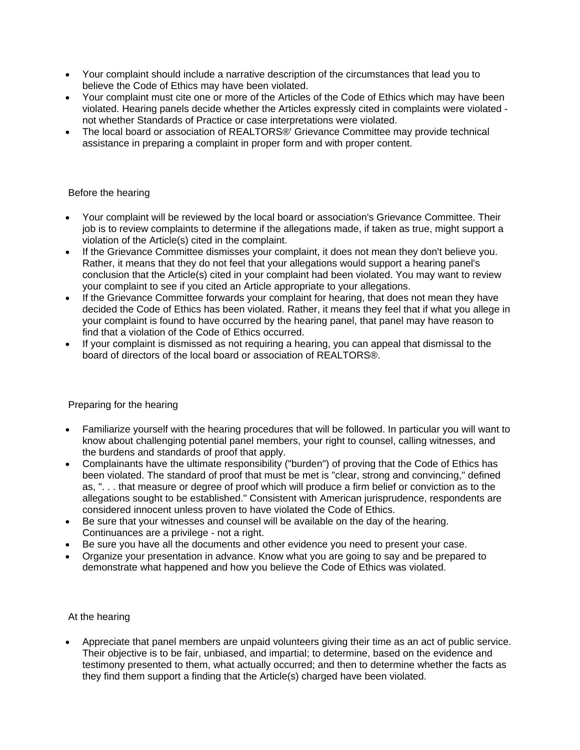- Your complaint should include a narrative description of the circumstances that lead you to believe the Code of Ethics may have been violated.
- Your complaint must cite one or more of the Articles of the Code of Ethics which may have been violated. Hearing panels decide whether the Articles expressly cited in complaints were violated - not whether Standards of Practice or case interpretations were violated.
- The local board or association of REALTORS®' Grievance Committee may provide technical assistance in preparing a complaint in proper form and with proper content.

## Before the hearing

- Your complaint will be reviewed by the local board or association's Grievance Committee. Their job is to review complaints to determine if the allegations made, if taken as true, might support a violation of the Article(s) cited in the complaint.
- If the Grievance Committee dismisses your complaint, it does not mean they don't believe you. Rather, it means that they do not feel that your allegations would support a hearing panel's conclusion that the Article(s) cited in your complaint had been violated. You may want to review your complaint to see if you cited an Article appropriate to your allegations.
- If the Grievance Committee forwards your complaint for hearing, that does not mean they have decided the Code of Ethics has been violated. Rather, it means they feel that if what you allege in your complaint is found to have occurred by the hearing panel, that panel may have reason to find that a violation of the Code of Ethics occurred.
- If your complaint is dismissed as not requiring a hearing, you can appeal that dismissal to the board of directors of the local board or association of REALTORS®.

## Preparing for the hearing

- Familiarize yourself with the hearing procedures that will be followed. In particular you will want to know about challenging potential panel members, your right to counsel, calling witnesses, and the burdens and standards of proof that apply.
- Complainants have the ultimate responsibility ("burden") of proving that the Code of Ethics has been violated. The standard of proof that must be met is "clear, strong and convincing," defined as, ". . . that measure or degree of proof which will produce a firm belief or conviction as to the allegations sought to be established." Consistent with American jurisprudence, respondents are considered innocent unless proven to have violated the Code of Ethics.
- Be sure that your witnesses and counsel will be available on the day of the hearing. Continuances are a privilege - not a right.
- Be sure you have all the documents and other evidence you need to present your case.
- Organize your presentation in advance. Know what you are going to say and be prepared to demonstrate what happened and how you believe the Code of Ethics was violated.

## At the hearing

- Appreciate that panel members are unpaid volunteers giving their time as an act of public service. Their objective is to be fair, unbiased, and impartial; to determine, based on the evidence and testimony presented to them, what actually occurred; and then to determine whether the facts as they find them support a finding that the Article(s) charged have been violated.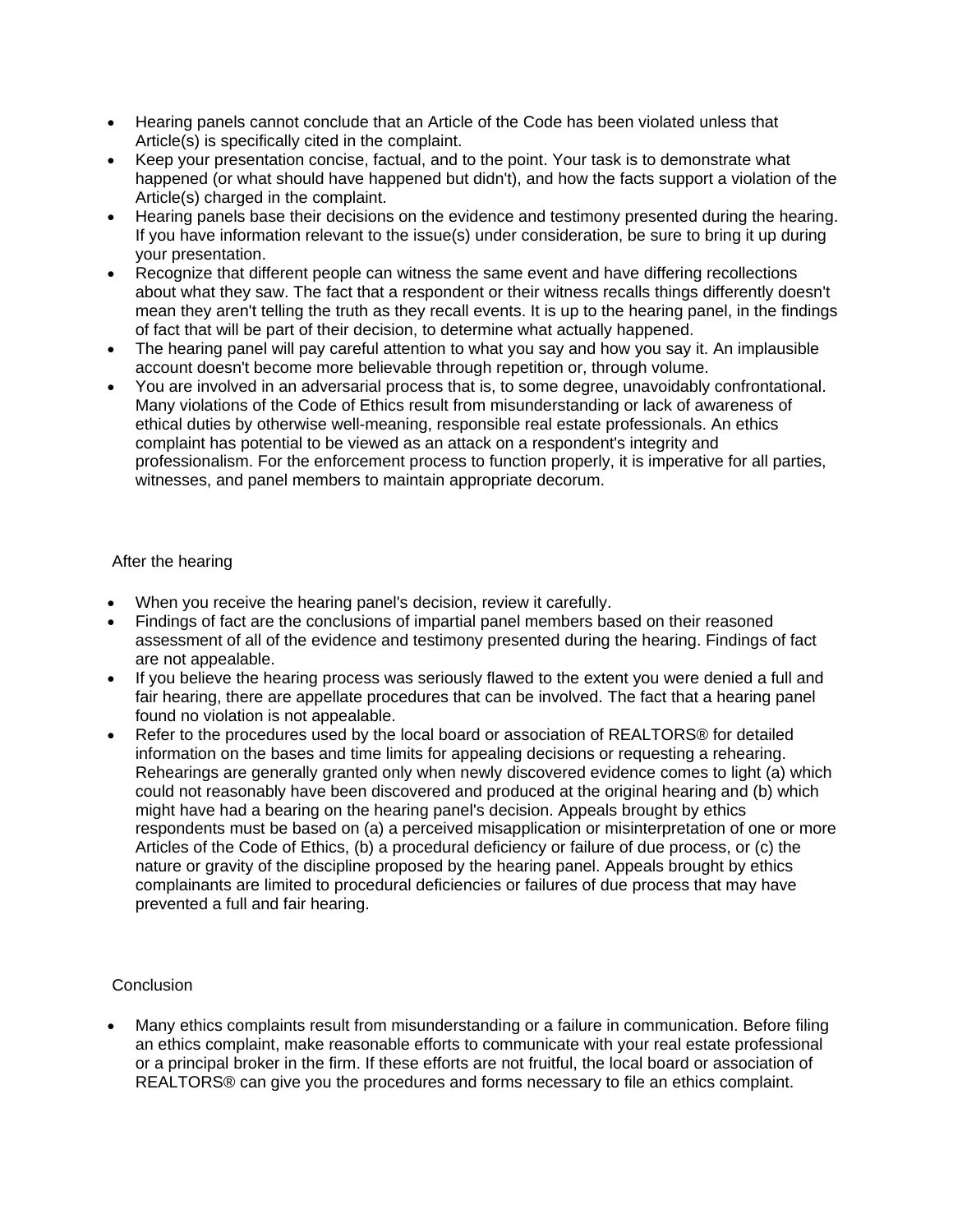- Hearing panels cannot conclude that an Article of the Code has been violated unless that Article(s) is specifically cited in the complaint.
- Keep your presentation concise, factual, and to the point. Your task is to demonstrate what happened (or what should have happened but didn't), and how the facts support a violation of the Article(s) charged in the complaint.
- Hearing panels base their decisions on the evidence and testimony presented during the hearing. If you have information relevant to the issue(s) under consideration, be sure to bring it up during your presentation.
- Recognize that different people can witness the same event and have differing recollections about what they saw. The fact that a respondent or their witness recalls things differently doesn't mean they aren't telling the truth as they recall events. It is up to the hearing panel, in the findings of fact that will be part of their decision, to determine what actually happened.
- The hearing panel will pay careful attention to what you say and how you say it. An implausible account doesn't become more believable through repetition or, through volume.
- You are involved in an adversarial process that is, to some degree, unavoidably confrontational. Many violations of the Code of Ethics result from misunderstanding or lack of awareness of ethical duties by otherwise well-meaning, responsible real estate professionals. An ethics complaint has potential to be viewed as an attack on a respondent's integrity and professionalism. For the enforcement process to function properly, it is imperative for all parties, witnesses, and panel members to maintain appropriate decorum.

## After the hearing

- When you receive the hearing panel's decision, review it carefully.
- Findings of fact are the conclusions of impartial panel members based on their reasoned assessment of all of the evidence and testimony presented during the hearing. Findings of fact are not appealable.
- If you believe the hearing process was seriously flawed to the extent you were denied a full and fair hearing, there are appellate procedures that can be involved. The fact that a hearing panel found no violation is not appealable.
- Refer to the procedures used by the local board or association of REALTORS® for detailed information on the bases and time limits for appealing decisions or requesting a rehearing. Rehearings are generally granted only when newly discovered evidence comes to light (a) which could not reasonably have been discovered and produced at the original hearing and (b) which might have had a bearing on the hearing panel's decision. Appeals brought by ethics respondents must be based on (a) a perceived misapplication or misinterpretation of one or more Articles of the Code of Ethics, (b) a procedural deficiency or failure of due process, or (c) the nature or gravity of the discipline proposed by the hearing panel. Appeals brought by ethics complainants are limited to procedural deficiencies or failures of due process that may have prevented a full and fair hearing.

## Conclusion

- Many ethics complaints result from misunderstanding or a failure in communication. Before filing an ethics complaint, make reasonable efforts to communicate with your real estate professional or a principal broker in the firm. If these efforts are not fruitful, the local board or association of REALTORS® can give you the procedures and forms necessary to file an ethics complaint.